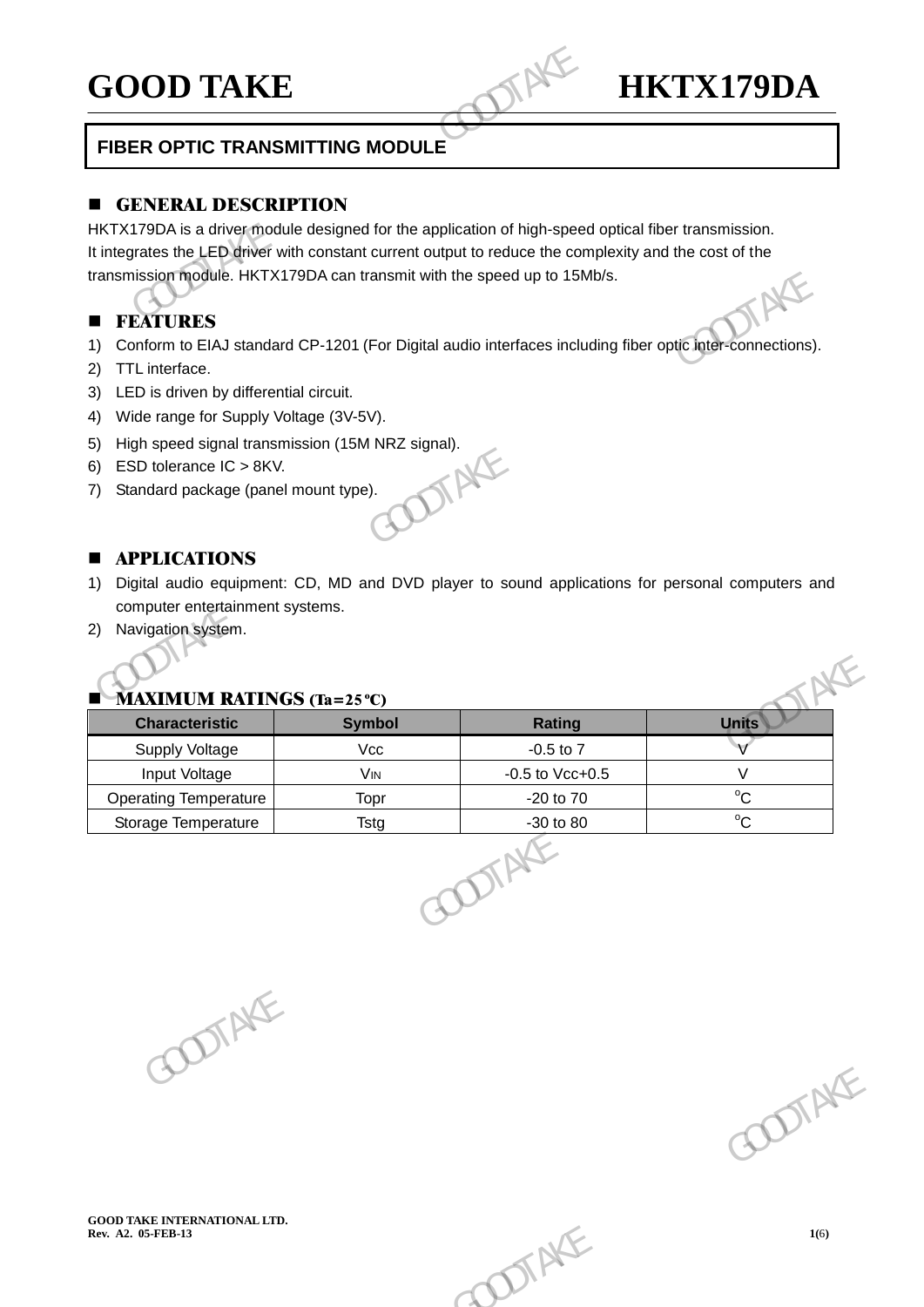# GOOD TAKE HKTX179DA

## FIBER OPTIC TRANSMITTING MODULE

## GENERAL DESCRIPTION

HKTX179DA is a driver module designed for the application of high-speed optical fiber transmission. It integrates the LED driver with constant current output to reduce the complexity and the cost of the transmission module. HKTX179DA can transmit with the speed up to 15Mb/s.

## FEATURES

1) Conform to EIAJ standard CP-1201 (For Digital audio interfaces including fiber optic inter-connections).
2) TTL interface.
3) LED is driven by differential circuit.
4) Wide range for Supply Voltage (3V-5V).
5) High speed signal transmission (15M NRZ signal).
6) ESD tolerance IC > 8KV.
7) Standard package (panel mount type).

## APPLICATIONS

1) Digital audio equipment: CD, MD and DVD player to sound applications for personal computers and computer entertainment systems.
2) Navigation system.

## MAXIMUM RATINGS (Ta=25℃)

| Characteristic | Symbol | Rating | Units |
|---|---|---|---|
| Supply Voltage | Vcc | -0.5 to 7 | V |
| Input Voltage | $V_{IN}$ | -0.5 to Vcc+0.5 | V |
| Operating Temperature | Topr | -20 to 70 | °C |
| Storage Temperature | Tstg | -30 to 80 | °C |

GOOD TAKE INTERNATIONAL LTD.
Rev. A2. 05-FEB-13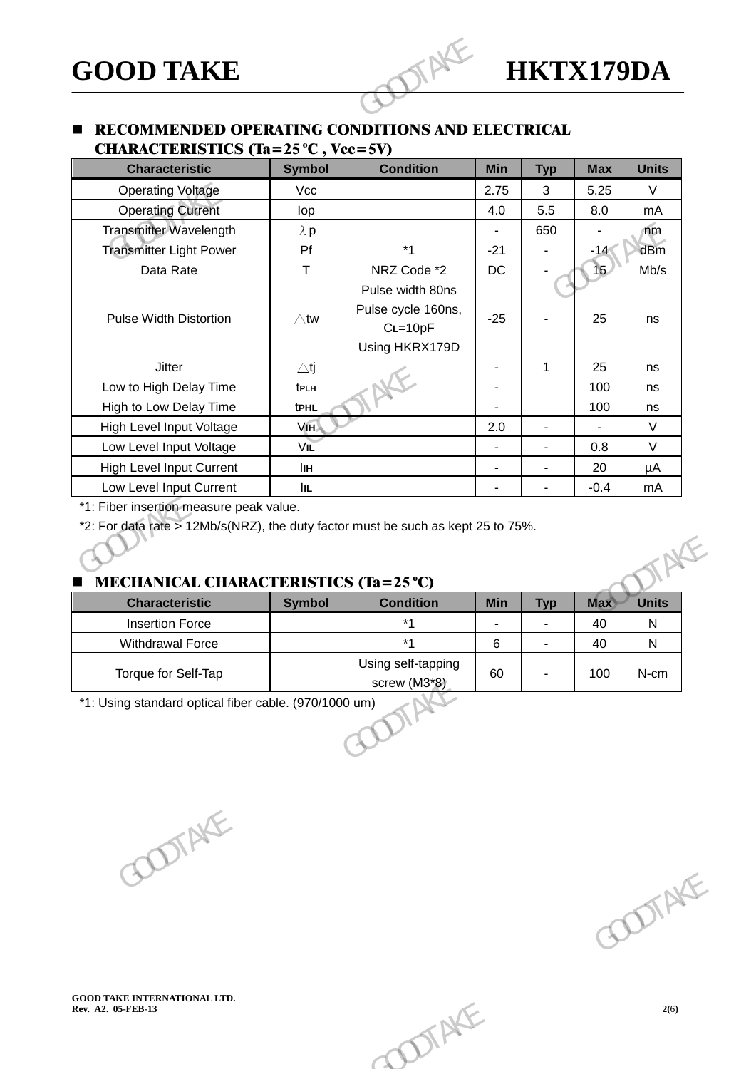## RECOMMENDED OPERATING CONDITIONS AND ELECTRICAL CHARACTERISTICS (Ta=25℃ , Vcc=5V)

| Characteristic | Symbol | Condition | Min | Typ | Max | Units |
|---|---|---|---|---|---|---|
| Operating Voltage | Vcc | | 2.75 | 3 | 5.25 | V |
| Operating Current | Iop | | 4.0 | 5.5 | 8.0 | mA |
| Transmitter Wavelength | $\lambda p$ | | - | 650 | - | nm |
| Transmitter Light Power | Pf | *1 | -21 | - | -14 | dBm |
| Data Rate | T | NRZ Code *2 | DC | - | 15 | Mb/s |
| Pulse Width Distortion | $\triangle tw$ | Pulse width 80ns Pulse cycle 160ns, $C_L$=10pF Using HKRX179D | -25 | - | 25 | ns |
| Jitter | $\triangle tj$ | | - | 1 | 25 | ns |
| Low to High Delay Time | $t_{PLH}$ | | - | | 100 | ns |
| High to Low Delay Time | $t_{PHL}$ | | - | | 100 | ns |
| High Level Input Voltage | $V_{IH}$ | | 2.0 | - | - | V |
| Low Level Input Voltage | $V_{IL}$ | | - | - | 0.8 | V |
| High Level Input Current | $I_{IH}$ | | - | - | 20 | μA |
| Low Level Input Current | $I_{IL}$ | | - | - | -0.4 | mA |

*1: Fiber insertion measure peak value.

*2: For data rate > 12Mb/s(NRZ), the duty factor must be such as kept 25 to 75%.

## MECHANICAL CHARACTERISTICS (Ta=25℃)

| Characteristic | Symbol | Condition | Min | Typ | Max | Units |
|---|---|---|---|---|---|---|
| Insertion Force | | *1 | - | - | 40 | N |
| Withdrawal Force | | *1 | 6 | - | 40 | N |
| Torque for Self-Tap | | Using self-tapping screw (M3*8) | 60 | - | 100 | N-cm |

*1: Using standard optical fiber cable. (970/1000 um)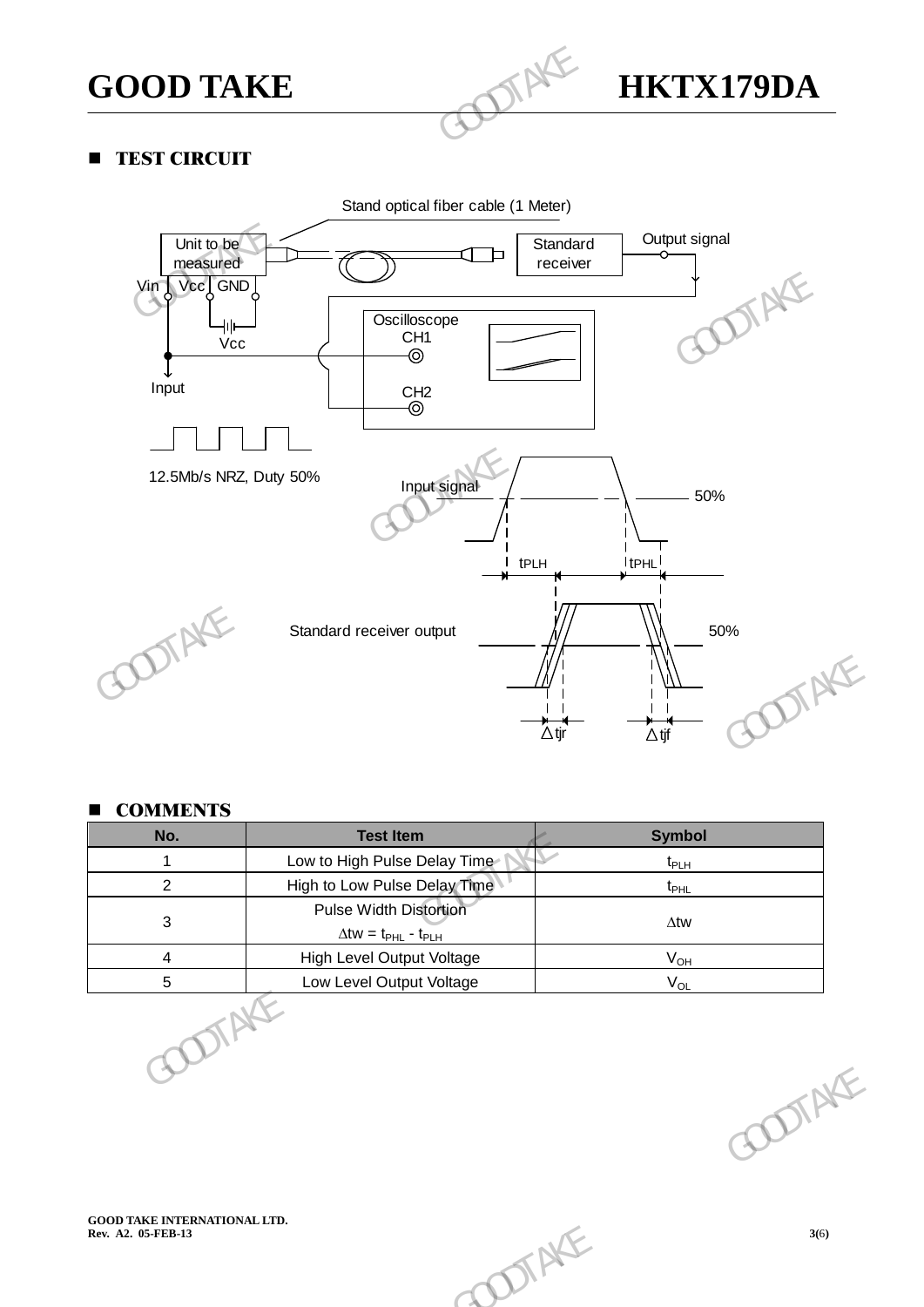## TEST CIRCUIT

Stand optical fiber cable (1 Meter)

Unit to be measured

Vin Vcc GND

Vcc

Input

Standard receiver

Output signal

Oscilloscope

CH1

CH2

12.5Mb/s NRZ, Duty 50%

Input signal

50%

tPLH

tPHL

Standard receiver output

50%

Δtjr

Δtjf

## COMMENTS

| No. | Test Item | Symbol |
|---|---|---|
| 1 | Low to High Pulse Delay Time | $t_{PLH}$ |
| 2 | High to Low Pulse Delay Time | $t_{PHL}$ |
| 3 | Pulse Width Distortion $\Delta tw = t_{PHL} - t_{PLH}$ | $\Delta tw$ |
| 4 | High Level Output Voltage | $V_{OH}$ |
| 5 | Low Level Output Voltage | $V_{OL}$ |

GOOD TAKE INTERNATIONAL LTD.
Rev. A2. 05-FEB-13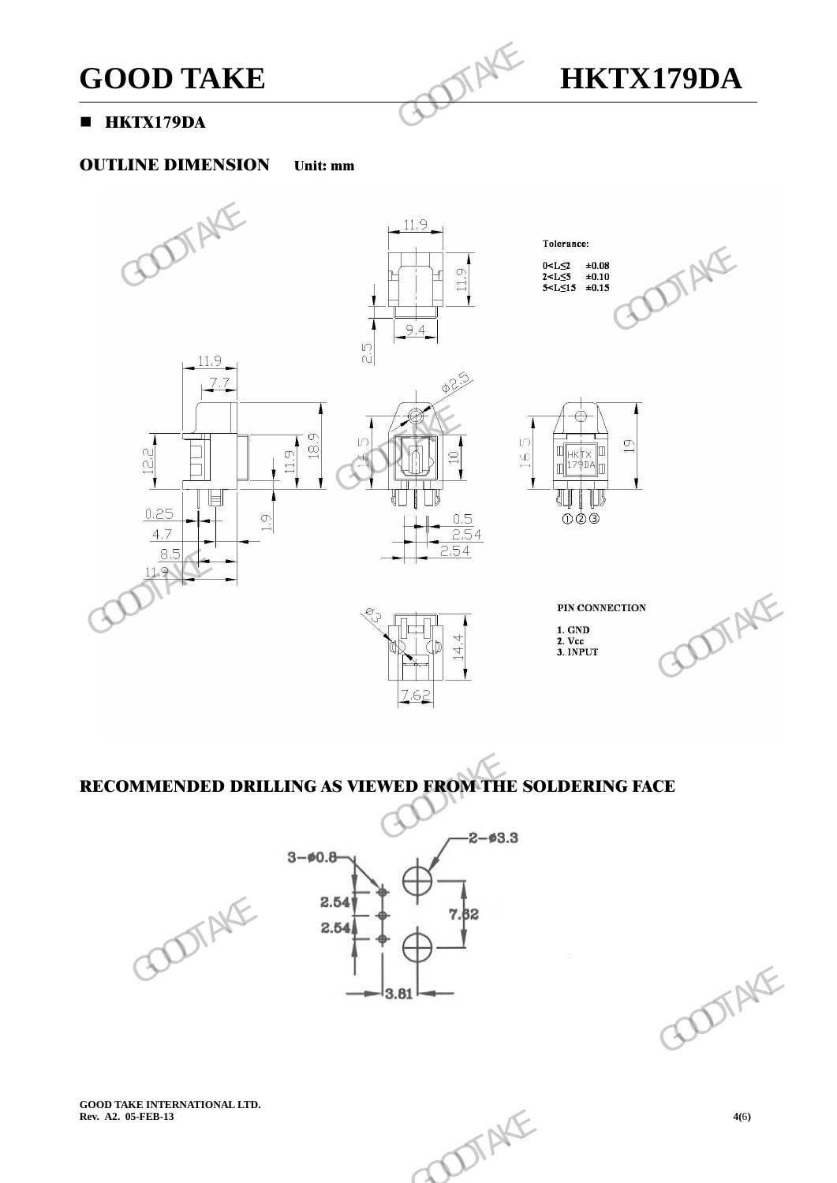## HKTX179DA

### OUTLINE DIMENSION Unit: mm

Tolerance:

0<L≤2 ±0.08
2<L≤5 ±0.10
5<L≤15 ±0.15

PIN CONNECTION

1. GND
2. Vcc
3. INPUT

### RECOMMENDED DRILLING AS VIEWED FROM THE SOLDERING FACE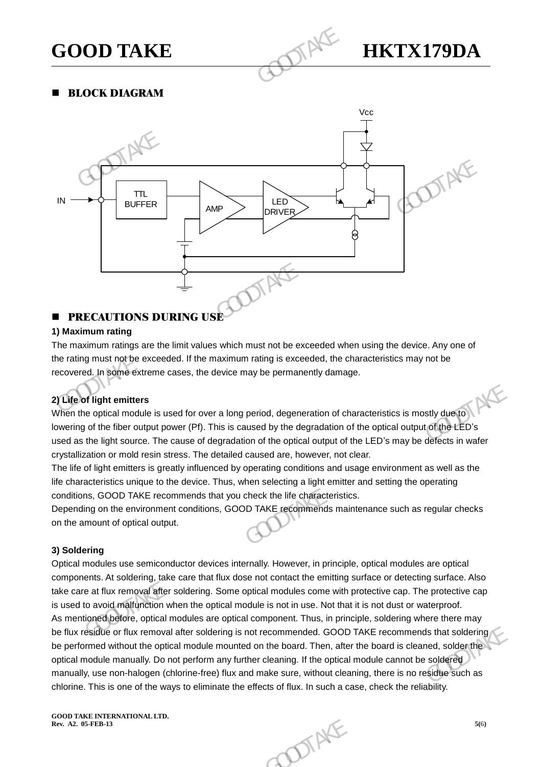## BLOCK DIAGRAM

Vcc

IN

TTL BUFFER

AMP

LED DRIVER

## PRECAUTIONS DURING USE

**1) Maximum rating**

The maximum ratings are the limit values which must not be exceeded when using the device. Any one of the rating must not be exceeded. If the maximum rating is exceeded, the characteristics may not be recovered. In some extreme cases, the device may be permanently damage.

**2) Life of light emitters**

When the optical module is used for over a long period, degeneration of characteristics is mostly due to lowering of the fiber output power (Pf). This is caused by the degradation of the optical output of the LED's used as the light source. The cause of degradation of the optical output of the LED's may be defects in wafer crystallization or mold resin stress. The detailed caused are, however, not clear.

The life of light emitters is greatly influenced by operating conditions and usage environment as well as the life characteristics unique to the device. Thus, when selecting a light emitter and setting the operating conditions, GOOD TAKE recommends that you check the life characteristics.

Depending on the environment conditions, GOOD TAKE recommends maintenance such as regular checks on the amount of optical output.

**3) Soldering**

Optical modules use semiconductor devices internally. However, in principle, optical modules are optical components. At soldering, take care that flux dose not contact the emitting surface or detecting surface. Also take care at flux removal after soldering. Some optical modules come with protective cap. The protective cap is used to avoid malfunction when the optical module is not in use. Not that it is not dust or waterproof.

As mentioned before, optical modules are optical component. Thus, in principle, soldering where there may be flux residue or flux removal after soldering is not recommended. GOOD TAKE recommends that soldering be performed without the optical module mounted on the board. Then, after the board is cleaned, solder the optical module manually. Do not perform any further cleaning. If the optical module cannot be soldered manually, use non-halogen (chlorine-free) flux and make sure, without cleaning, there is no residue such as chlorine. This is one of the ways to eliminate the effects of flux. In such a case, check the reliability.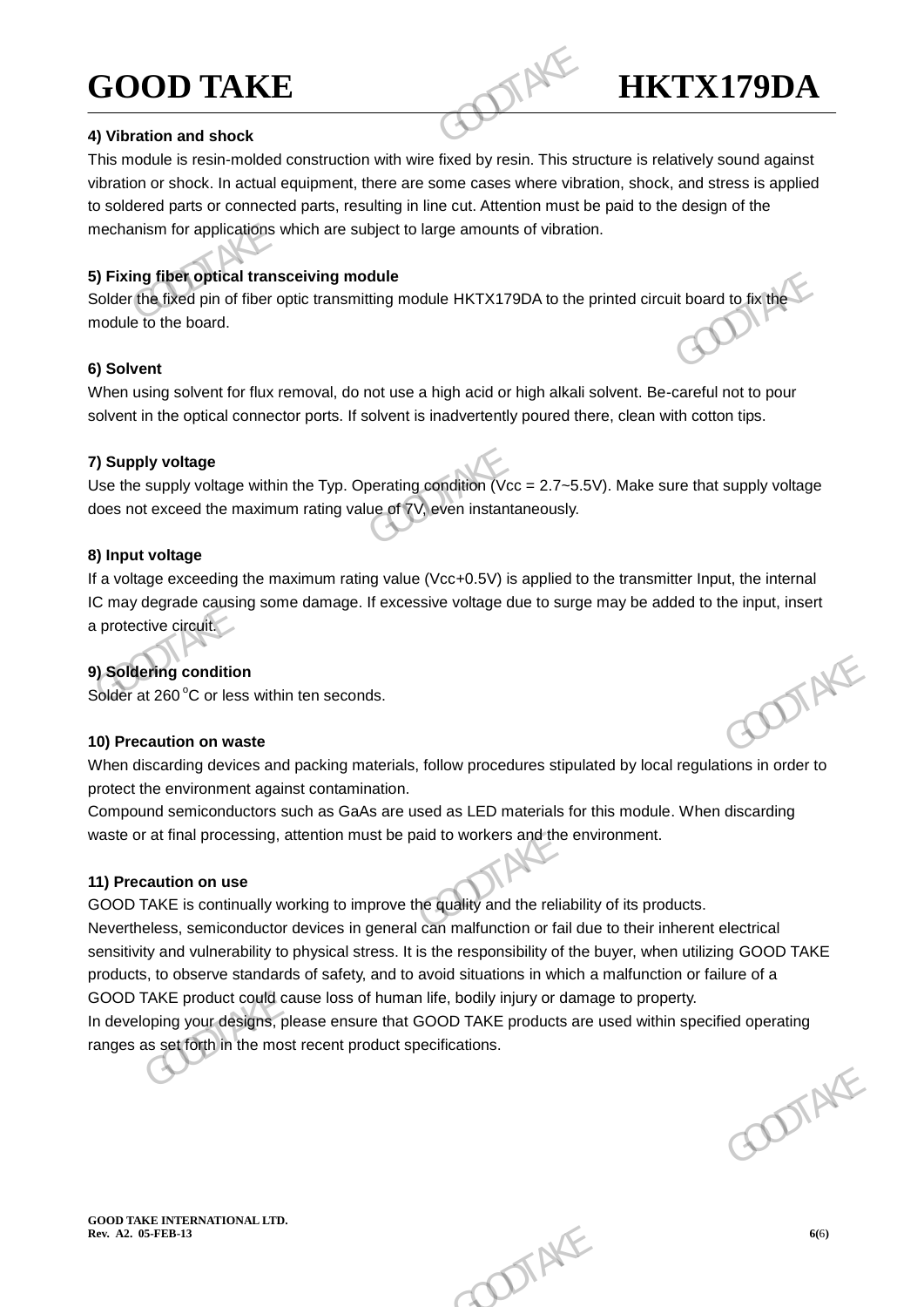#### 4) Vibration and shock

This module is resin-molded construction with wire fixed by resin. This structure is relatively sound against vibration or shock. In actual equipment, there are some cases where vibration, shock, and stress is applied to soldered parts or connected parts, resulting in line cut. Attention must be paid to the design of the mechanism for applications which are subject to large amounts of vibration.

#### 5) Fixing fiber optical transceiving module

Solder the fixed pin of fiber optic transmitting module HKTX179DA to the printed circuit board to fix the module to the board.

#### 6) Solvent

When using solvent for flux removal, do not use a high acid or high alkali solvent. Be-careful not to pour solvent in the optical connector ports. If solvent is inadvertently poured there, clean with cotton tips.

#### 7) Supply voltage

Use the supply voltage within the Typ. Operating condition (Vcc = 2.7~5.5V). Make sure that supply voltage does not exceed the maximum rating value of 7V, even instantaneously.

#### 8) Input voltage

If a voltage exceeding the maximum rating value (Vcc+0.5V) is applied to the transmitter Input, the internal IC may degrade causing some damage. If excessive voltage due to surge may be added to the input, insert a protective circuit.

#### 9) Soldering condition

Solder at 260 °C or less within ten seconds.

#### 10) Precaution on waste

When discarding devices and packing materials, follow procedures stipulated by local regulations in order to protect the environment against contamination.

Compound semiconductors such as GaAs are used as LED materials for this module. When discarding waste or at final processing, attention must be paid to workers and the environment.

#### 11) Precaution on use

GOOD TAKE is continually working to improve the quality and the reliability of its products.

Nevertheless, semiconductor devices in general can malfunction or fail due to their inherent electrical sensitivity and vulnerability to physical stress. It is the responsibility of the buyer, when utilizing GOOD TAKE products, to observe standards of safety, and to avoid situations in which a malfunction or failure of a GOOD TAKE product could cause loss of human life, bodily injury or damage to property.

In developing your designs, please ensure that GOOD TAKE products are used within specified operating ranges as set forth in the most recent product specifications.